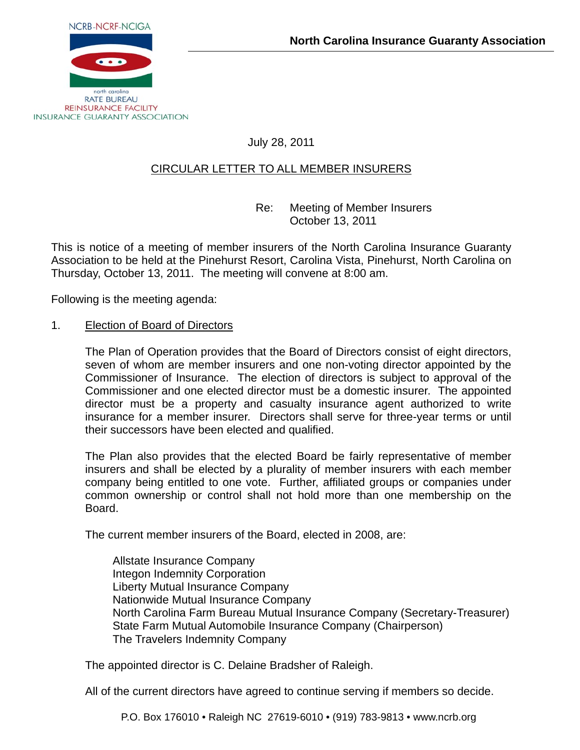NCRB-NCRF-NCIGA

north carolina
RATE BUREAU
REINSURANCE FACILITY
INSURANCE GUARANTY ASSOCIATION

**North Carolina Insurance Guaranty Association**

July 28, 2011

CIRCULAR LETTER TO ALL MEMBER INSURERS

Re: Meeting of Member Insurers
October 13, 2011

This is notice of a meeting of member insurers of the North Carolina Insurance Guaranty Association to be held at the Pinehurst Resort, Carolina Vista, Pinehurst, North Carolina on Thursday, October 13, 2011. The meeting will convene at 8:00 am.

Following is the meeting agenda:

1. Election of Board of Directors

   The Plan of Operation provides that the Board of Directors consist of eight directors, seven of whom are member insurers and one non-voting director appointed by the Commissioner of Insurance. The election of directors is subject to approval of the Commissioner and one elected director must be a domestic insurer. The appointed director must be a property and casualty insurance agent authorized to write insurance for a member insurer. Directors shall serve for three-year terms or until their successors have been elected and qualified.

   The Plan also provides that the elected Board be fairly representative of member insurers and shall be elected by a plurality of member insurers with each member company being entitled to one vote. Further, affiliated groups or companies under common ownership or control shall not hold more than one membership on the Board.

   The current member insurers of the Board, elected in 2008, are:

   Allstate Insurance Company
   Integon Indemnity Corporation
   Liberty Mutual Insurance Company
   Nationwide Mutual Insurance Company
   North Carolina Farm Bureau Mutual Insurance Company (Secretary-Treasurer)
   State Farm Mutual Automobile Insurance Company (Chairperson)
   The Travelers Indemnity Company

   The appointed director is C. Delaine Bradsher of Raleigh.

   All of the current directors have agreed to continue serving if members so decide.

P.O. Box 176010 • Raleigh NC 27619-6010 • (919) 783-9813 • www.ncrb.org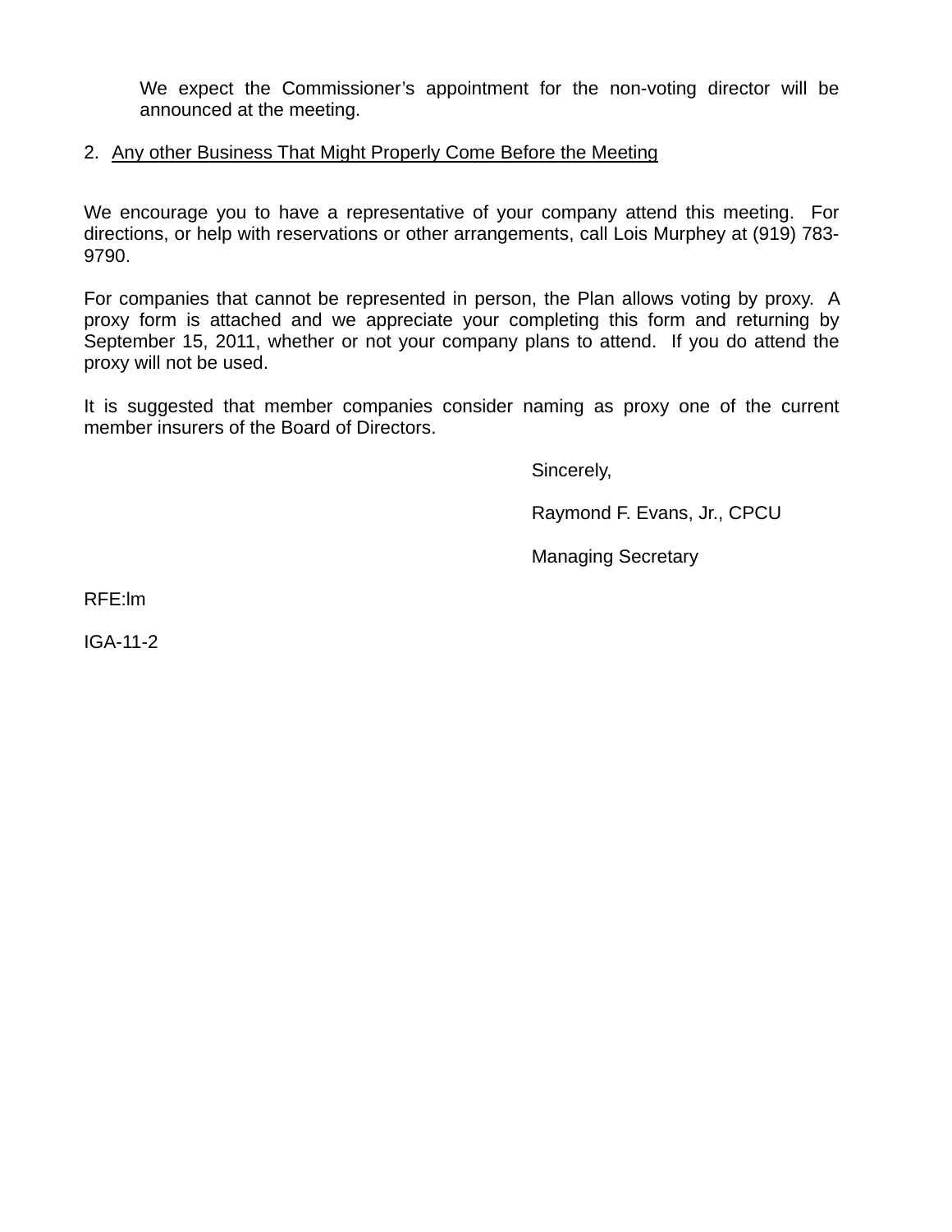We expect the Commissioner's appointment for the non-voting director will be announced at the meeting.

2. <u>Any other Business That Might Properly Come Before the Meeting</u>

We encourage you to have a representative of your company attend this meeting. For directions, or help with reservations or other arrangements, call Lois Murphey at (919) 783-9790.

For companies that cannot be represented in person, the Plan allows voting by proxy. A proxy form is attached and we appreciate your completing this form and returning by September 15, 2011, whether or not your company plans to attend. If you do attend the proxy will not be used.

It is suggested that member companies consider naming as proxy one of the current member insurers of the Board of Directors.

Sincerely,

Raymond F. Evans, Jr., CPCU

Managing Secretary

RFE:lm

IGA-11-2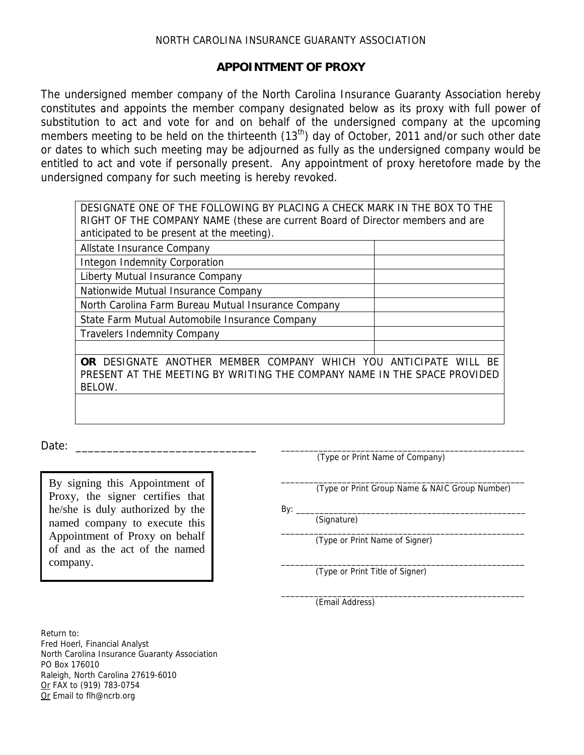NORTH CAROLINA INSURANCE GUARANTY ASSOCIATION

## APPOINTMENT OF PROXY

The undersigned member company of the North Carolina Insurance Guaranty Association hereby constitutes and appoints the member company designated below as its proxy with full power of substitution to act and vote for and on behalf of the undersigned company at the upcoming members meeting to be held on the thirteenth (13th) day of October, 2011 and/or such other date or dates to which such meeting may be adjourned as fully as the undersigned company would be entitled to act and vote if personally present. Any appointment of proxy heretofore made by the undersigned company for such meeting is hereby revoked.

| DESIGNATE ONE OF THE FOLLOWING BY PLACING A CHECK MARK IN THE BOX TO THE RIGHT OF THE COMPANY NAME (these are current Board of Director members and are anticipated to be present at the meeting). | |
|---|---|
| Allstate Insurance Company | |
| Integon Indemnity Corporation | |
| Liberty Mutual Insurance Company | |
| Nationwide Mutual Insurance Company | |
| North Carolina Farm Bureau Mutual Insurance Company | |
| State Farm Mutual Automobile Insurance Company | |
| Travelers Indemnity Company | |
| | |
| **OR** DESIGNATE ANOTHER MEMBER COMPANY WHICH YOU ANTICIPATE WILL BE PRESENT AT THE MEETING BY WRITING THE COMPANY NAME IN THE SPACE PROVIDED BELOW. | |
| | |

Date: ______________________________

____________________________________________________
(Type or Print Name of Company)

____________________________________________________
(Type or Print Group Name & NAIC Group Number)

By: _________________________________________________
(Signature)

____________________________________________________
(Type or Print Name of Signer)

____________________________________________________
(Type or Print Title of Signer)

____________________________________________________
(Email Address)

By signing this Appointment of Proxy, the signer certifies that he/she is duly authorized by the named company to execute this Appointment of Proxy on behalf of and as the act of the named company.

Return to:
Fred Hoerl, Financial Analyst
North Carolina Insurance Guaranty Association
PO Box 176010
Raleigh, North Carolina 27619-6010
Or FAX to (919) 783-0754
Or Email to flh@ncrb.org